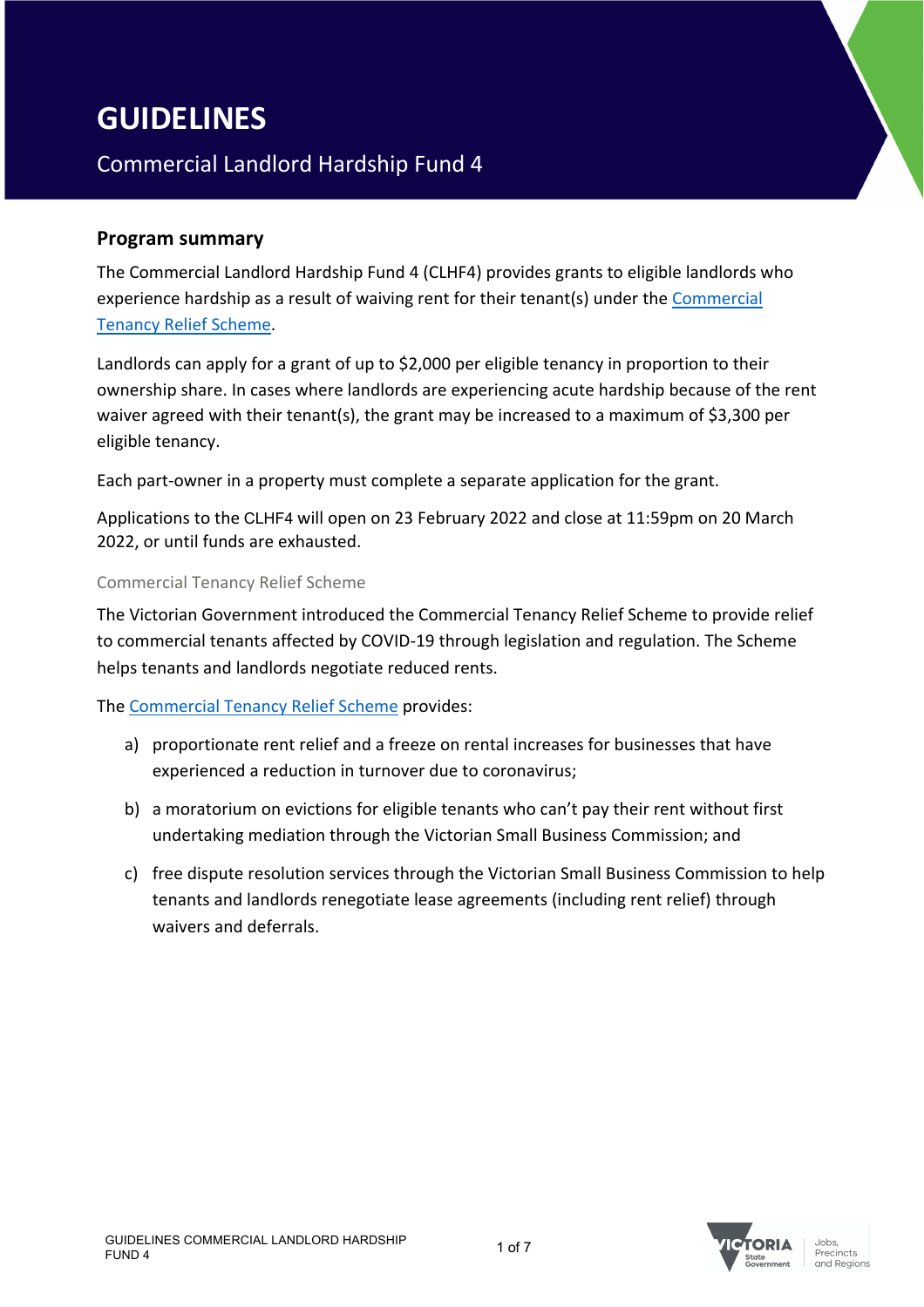# GUIDELINES

Commercial Landlord Hardship Fund 4

## Program summary

The Commercial Landlord Hardship Fund 4 (CLHF4) provides grants to eligible landlords who experience hardship as a result of waiving rent for their tenant(s) under the Commercial Tenancy Relief Scheme.

Landlords can apply for a grant of up to $2,000 per eligible tenancy in proportion to their ownership share. In cases where landlords are experiencing acute hardship because of the rent waiver agreed with their tenant(s), the grant may be increased to a maximum of $3,300 per eligible tenancy.

Each part-owner in a property must complete a separate application for the grant.

Applications to the CLHF4 will open on 23 February 2022 and close at 11:59pm on 20 March 2022, or until funds are exhausted.

### Commercial Tenancy Relief Scheme

The Victorian Government introduced the Commercial Tenancy Relief Scheme to provide relief to commercial tenants affected by COVID-19 through legislation and regulation. The Scheme helps tenants and landlords negotiate reduced rents.

The Commercial Tenancy Relief Scheme provides:

a) proportionate rent relief and a freeze on rental increases for businesses that have experienced a reduction in turnover due to coronavirus;

b) a moratorium on evictions for eligible tenants who can't pay their rent without first undertaking mediation through the Victorian Small Business Commission; and

c) free dispute resolution services through the Victorian Small Business Commission to help tenants and landlords renegotiate lease agreements (including rent relief) through waivers and deferrals.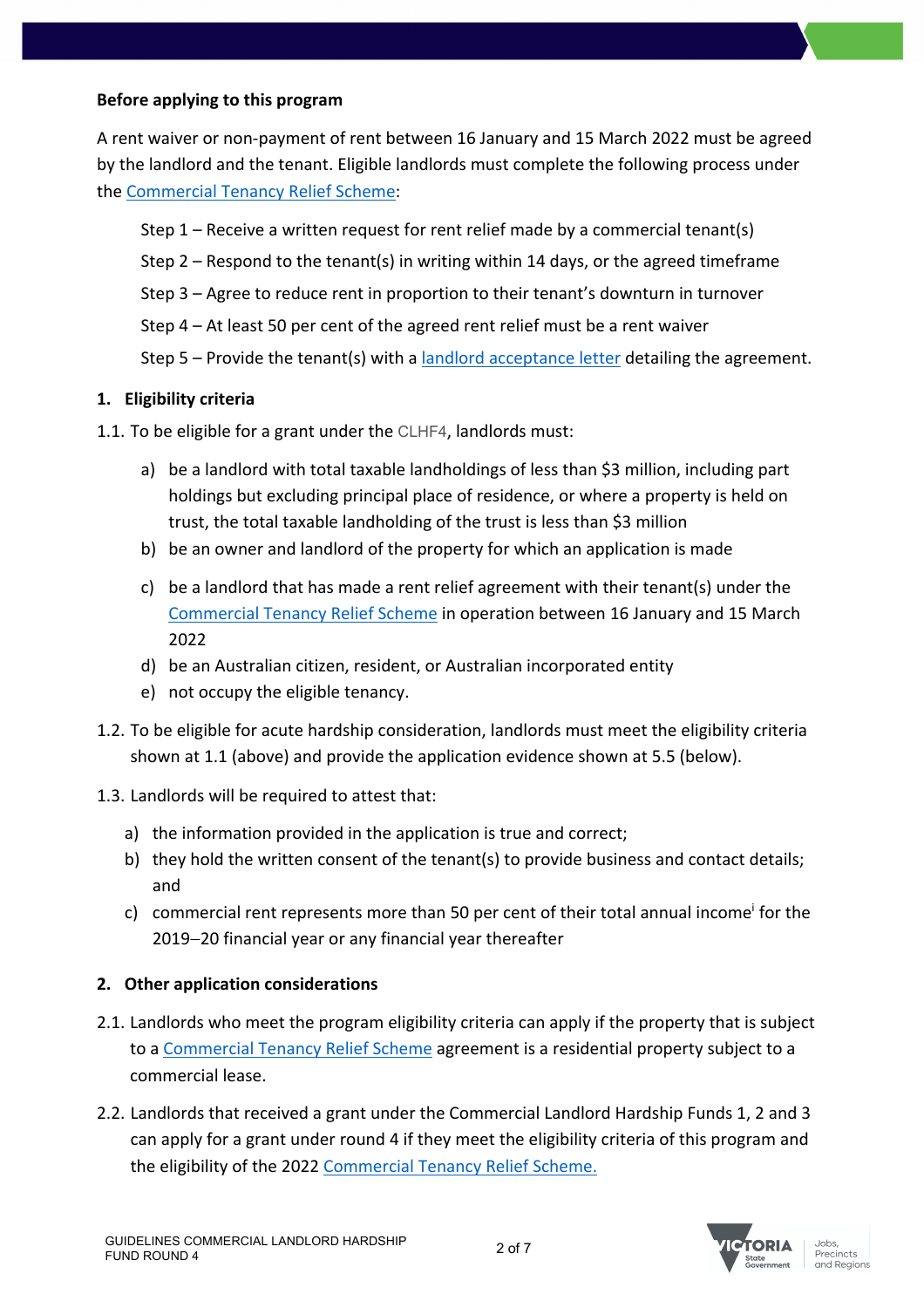**Before applying to this program**

A rent waiver or non-payment of rent between 16 January and 15 March 2022 must be agreed by the landlord and the tenant. Eligible landlords must complete the following process under the Commercial Tenancy Relief Scheme:

Step 1 – Receive a written request for rent relief made by a commercial tenant(s)

Step 2 – Respond to the tenant(s) in writing within 14 days, or the agreed timeframe

Step 3 – Agree to reduce rent in proportion to their tenant's downturn in turnover

Step 4 – At least 50 per cent of the agreed rent relief must be a rent waiver

Step 5 – Provide the tenant(s) with a landlord acceptance letter detailing the agreement.

## 1. Eligibility criteria

1.1. To be eligible for a grant under the CLHF4, landlords must:

a) be a landlord with total taxable landholdings of less than $3 million, including part holdings but excluding principal place of residence, or where a property is held on trust, the total taxable landholding of the trust is less than $3 million

b) be an owner and landlord of the property for which an application is made

c) be a landlord that has made a rent relief agreement with their tenant(s) under the Commercial Tenancy Relief Scheme in operation between 16 January and 15 March 2022

d) be an Australian citizen, resident, or Australian incorporated entity

e) not occupy the eligible tenancy.

1.2. To be eligible for acute hardship consideration, landlords must meet the eligibility criteria shown at 1.1 (above) and provide the application evidence shown at 5.5 (below).

1.3. Landlords will be required to attest that:

a) the information provided in the application is true and correct;

b) they hold the written consent of the tenant(s) to provide business and contact details; and

c) commercial rent represents more than 50 per cent of their total annual income[i] for the 2019–20 financial year or any financial year thereafter

## 2. Other application considerations

2.1. Landlords who meet the program eligibility criteria can apply if the property that is subject to a Commercial Tenancy Relief Scheme agreement is a residential property subject to a commercial lease.

2.2. Landlords that received a grant under the Commercial Landlord Hardship Funds 1, 2 and 3 can apply for a grant under round 4 if they meet the eligibility criteria of this program and the eligibility of the 2022 Commercial Tenancy Relief Scheme.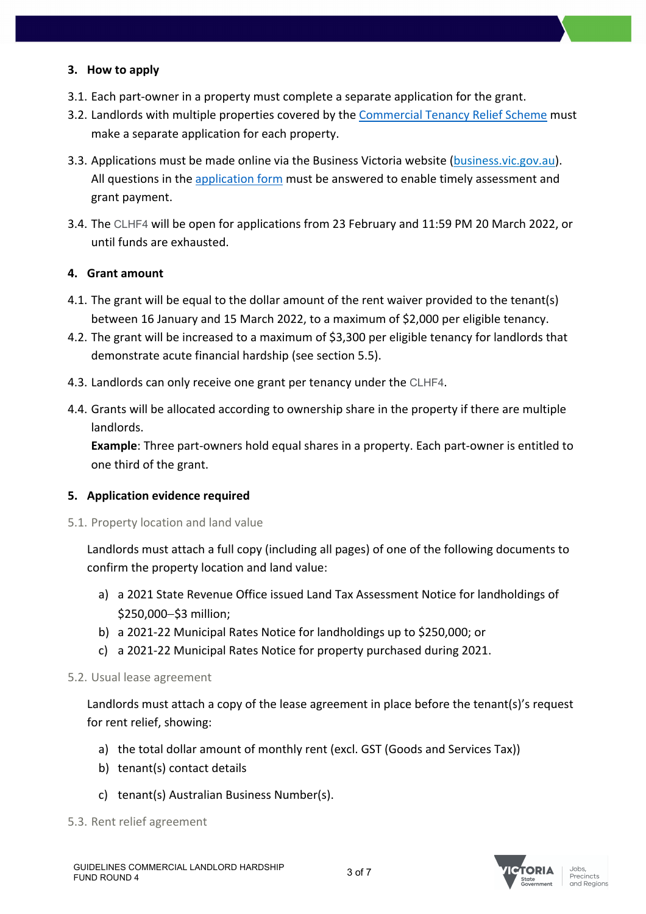## 3. How to apply

3.1. Each part-owner in a property must complete a separate application for the grant.

3.2. Landlords with multiple properties covered by the Commercial Tenancy Relief Scheme must make a separate application for each property.

3.3. Applications must be made online via the Business Victoria website (business.vic.gov.au). All questions in the application form must be answered to enable timely assessment and grant payment.

3.4. The CLHF4 will be open for applications from 23 February and 11:59 PM 20 March 2022, or until funds are exhausted.

## 4. Grant amount

4.1. The grant will be equal to the dollar amount of the rent waiver provided to the tenant(s) between 16 January and 15 March 2022, to a maximum of $2,000 per eligible tenancy.

4.2. The grant will be increased to a maximum of $3,300 per eligible tenancy for landlords that demonstrate acute financial hardship (see section 5.5).

4.3. Landlords can only receive one grant per tenancy under the CLHF4.

4.4. Grants will be allocated according to ownership share in the property if there are multiple landlords.
**Example**: Three part-owners hold equal shares in a property. Each part-owner is entitled to one third of the grant.

## 5. Application evidence required

### 5.1. Property location and land value

Landlords must attach a full copy (including all pages) of one of the following documents to confirm the property location and land value:

a) a 2021 State Revenue Office issued Land Tax Assessment Notice for landholdings of $250,000–$3 million;

b) a 2021-22 Municipal Rates Notice for landholdings up to $250,000; or

c) a 2021-22 Municipal Rates Notice for property purchased during 2021.

### 5.2. Usual lease agreement

Landlords must attach a copy of the lease agreement in place before the tenant(s)'s request for rent relief, showing:

a) the total dollar amount of monthly rent (excl. GST (Goods and Services Tax))

b) tenant(s) contact details

c) tenant(s) Australian Business Number(s).

### 5.3. Rent relief agreement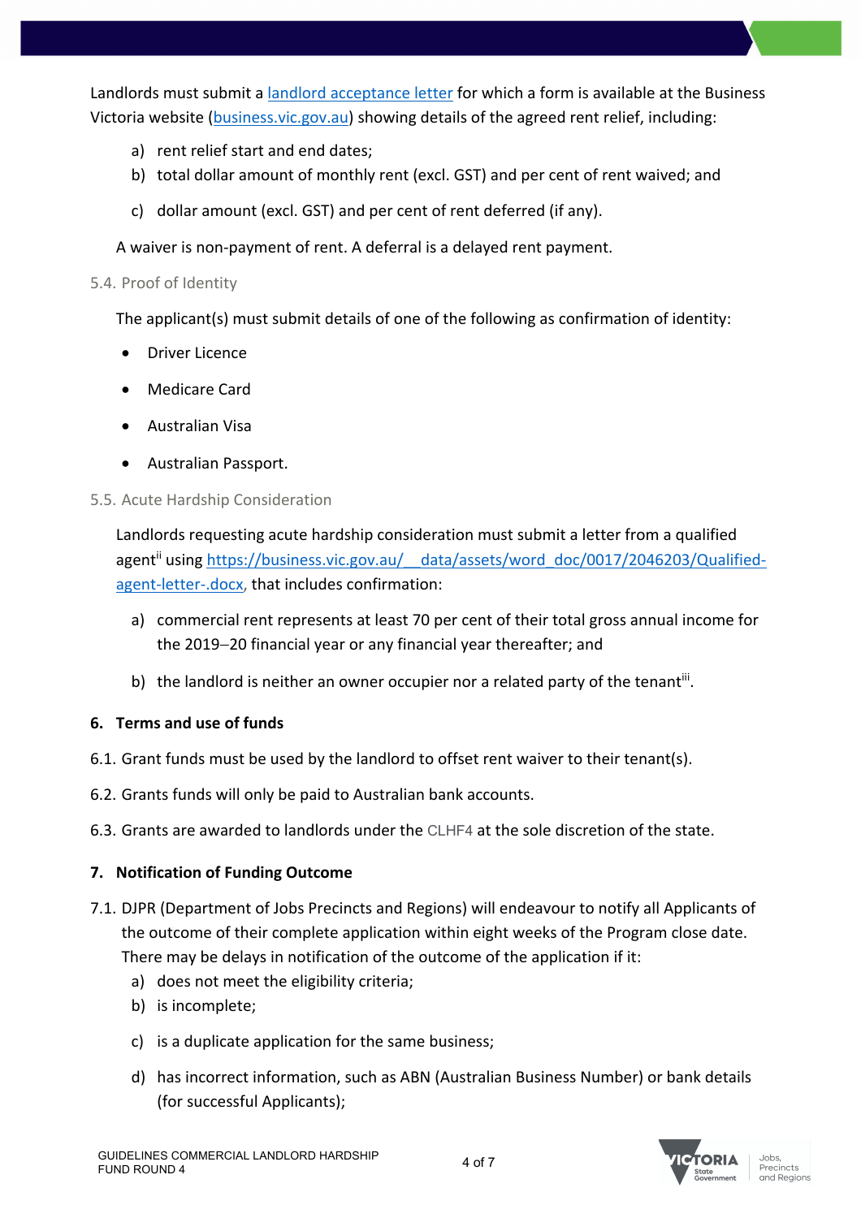Landlords must submit a [landlord acceptance letter](#) for which a form is available at the Business Victoria website ([business.vic.gov.au](#)) showing details of the agreed rent relief, including:

a) rent relief start and end dates;

b) total dollar amount of monthly rent (excl. GST) and per cent of rent waived; and

c) dollar amount (excl. GST) and per cent of rent deferred (if any).

A waiver is non-payment of rent. A deferral is a delayed rent payment.

### 5.4. Proof of Identity

The applicant(s) must submit details of one of the following as confirmation of identity:

- Driver Licence
- Medicare Card
- Australian Visa
- Australian Passport.

### 5.5. Acute Hardship Consideration

Landlords requesting acute hardship consideration must submit a letter from a qualified agent[ii] using https://business.vic.gov.au/__data/assets/word_doc/0017/2046203/Qualified-agent-letter-.docx, that includes confirmation:

a) commercial rent represents at least 70 per cent of their total gross annual income for the 2019–20 financial year or any financial year thereafter; and

b) the landlord is neither an owner occupier nor a related party of the tenant[iii].

## 6. Terms and use of funds

6.1. Grant funds must be used by the landlord to offset rent waiver to their tenant(s).

6.2. Grants funds will only be paid to Australian bank accounts.

6.3. Grants are awarded to landlords under the CLHF4 at the sole discretion of the state.

## 7. Notification of Funding Outcome

7.1. DJPR (Department of Jobs Precincts and Regions) will endeavour to notify all Applicants of the outcome of their complete application within eight weeks of the Program close date. There may be delays in notification of the outcome of the application if it:

a) does not meet the eligibility criteria;

b) is incomplete;

c) is a duplicate application for the same business;

d) has incorrect information, such as ABN (Australian Business Number) or bank details (for successful Applicants);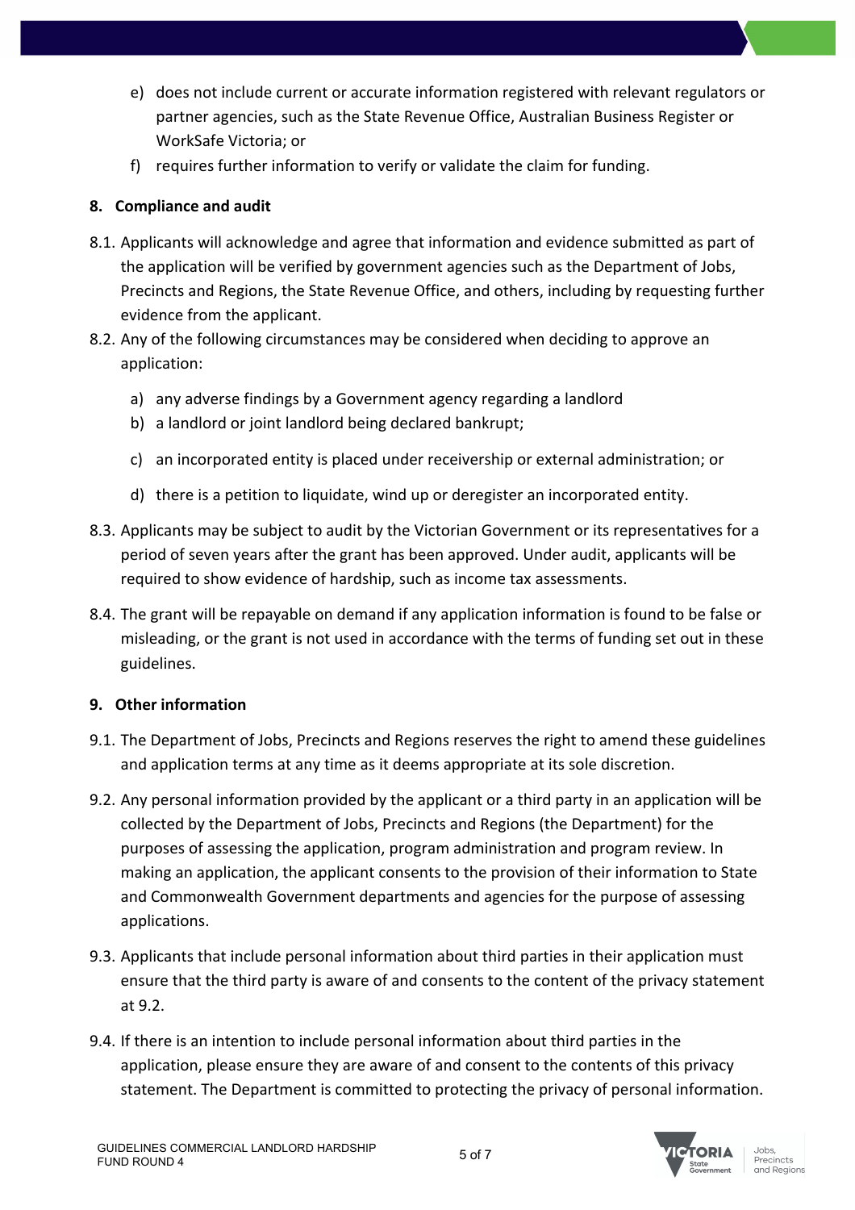e) does not include current or accurate information registered with relevant regulators or partner agencies, such as the State Revenue Office, Australian Business Register or WorkSafe Victoria; or
f) requires further information to verify or validate the claim for funding.

## 8. Compliance and audit

8.1. Applicants will acknowledge and agree that information and evidence submitted as part of the application will be verified by government agencies such as the Department of Jobs, Precincts and Regions, the State Revenue Office, and others, including by requesting further evidence from the applicant.

8.2. Any of the following circumstances may be considered when deciding to approve an application:

a) any adverse findings by a Government agency regarding a landlord
b) a landlord or joint landlord being declared bankrupt;
c) an incorporated entity is placed under receivership or external administration; or
d) there is a petition to liquidate, wind up or deregister an incorporated entity.

8.3. Applicants may be subject to audit by the Victorian Government or its representatives for a period of seven years after the grant has been approved. Under audit, applicants will be required to show evidence of hardship, such as income tax assessments.

8.4. The grant will be repayable on demand if any application information is found to be false or misleading, or the grant is not used in accordance with the terms of funding set out in these guidelines.

## 9. Other information

9.1. The Department of Jobs, Precincts and Regions reserves the right to amend these guidelines and application terms at any time as it deems appropriate at its sole discretion.

9.2. Any personal information provided by the applicant or a third party in an application will be collected by the Department of Jobs, Precincts and Regions (the Department) for the purposes of assessing the application, program administration and program review. In making an application, the applicant consents to the provision of their information to State and Commonwealth Government departments and agencies for the purpose of assessing applications.

9.3. Applicants that include personal information about third parties in their application must ensure that the third party is aware of and consents to the content of the privacy statement at 9.2.

9.4. If there is an intention to include personal information about third parties in the application, please ensure they are aware of and consent to the contents of this privacy statement. The Department is committed to protecting the privacy of personal information.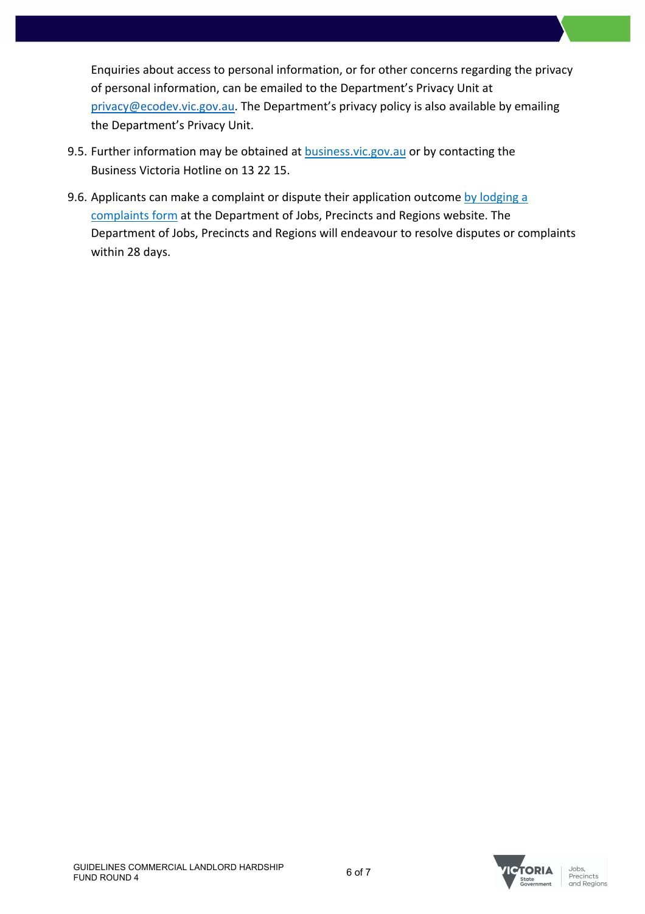Enquiries about access to personal information, or for other concerns regarding the privacy of personal information, can be emailed to the Department's Privacy Unit at privacy@ecodev.vic.gov.au. The Department's privacy policy is also available by emailing the Department's Privacy Unit.

9.5. Further information may be obtained at business.vic.gov.au or by contacting the Business Victoria Hotline on 13 22 15.

9.6. Applicants can make a complaint or dispute their application outcome by lodging a complaints form at the Department of Jobs, Precincts and Regions website. The Department of Jobs, Precincts and Regions will endeavour to resolve disputes or complaints within 28 days.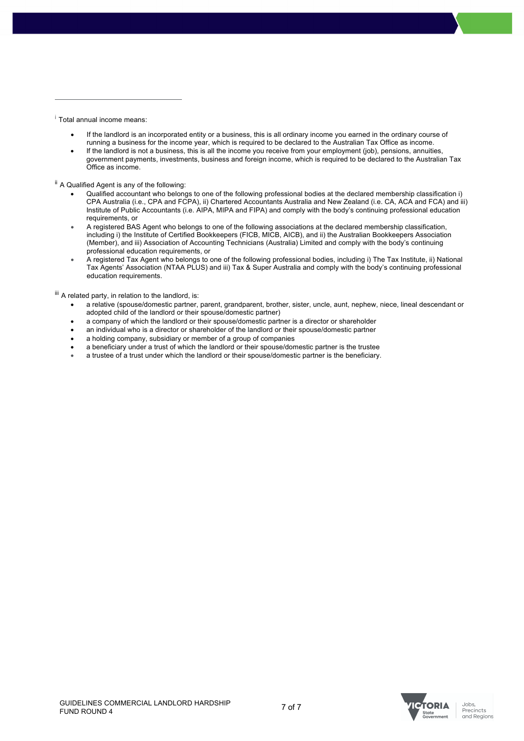[i] Total annual income means:

- If the landlord is an incorporated entity or a business, this is all ordinary income you earned in the ordinary course of running a business for the income year, which is required to be declared to the Australian Tax Office as income.
- If the landlord is not a business, this is all the income you receive from your employment (job), pensions, annuities, government payments, investments, business and foreign income, which is required to be declared to the Australian Tax Office as income.

[ii] A Qualified Agent is any of the following:

- Qualified accountant who belongs to one of the following professional bodies at the declared membership classification i) CPA Australia (i.e., CPA and FCPA), ii) Chartered Accountants Australia and New Zealand (i.e. CA, ACA and FCA) and iii) Institute of Public Accountants (i.e. AIPA, MIPA and FIPA) and comply with the body's continuing professional education requirements, or
- A registered BAS Agent who belongs to one of the following associations at the declared membership classification, including i) the Institute of Certified Bookkeepers (FICB, MICB, AICB), and ii) the Australian Bookkeepers Association (Member), and iii) Association of Accounting Technicians (Australia) Limited and comply with the body's continuing professional education requirements, or
- A registered Tax Agent who belongs to one of the following professional bodies, including i) The Tax Institute, ii) National Tax Agents' Association (NTAA PLUS) and iii) Tax & Super Australia and comply with the body's continuing professional education requirements.

[iii] A related party, in relation to the landlord, is:

- a relative (spouse/domestic partner, parent, grandparent, brother, sister, uncle, aunt, nephew, niece, lineal descendant or adopted child of the landlord or their spouse/domestic partner)
- a company of which the landlord or their spouse/domestic partner is a director or shareholder
- an individual who is a director or shareholder of the landlord or their spouse/domestic partner
- a holding company, subsidiary or member of a group of companies
- a beneficiary under a trust of which the landlord or their spouse/domestic partner is the trustee
- a trustee of a trust under which the landlord or their spouse/domestic partner is the beneficiary.